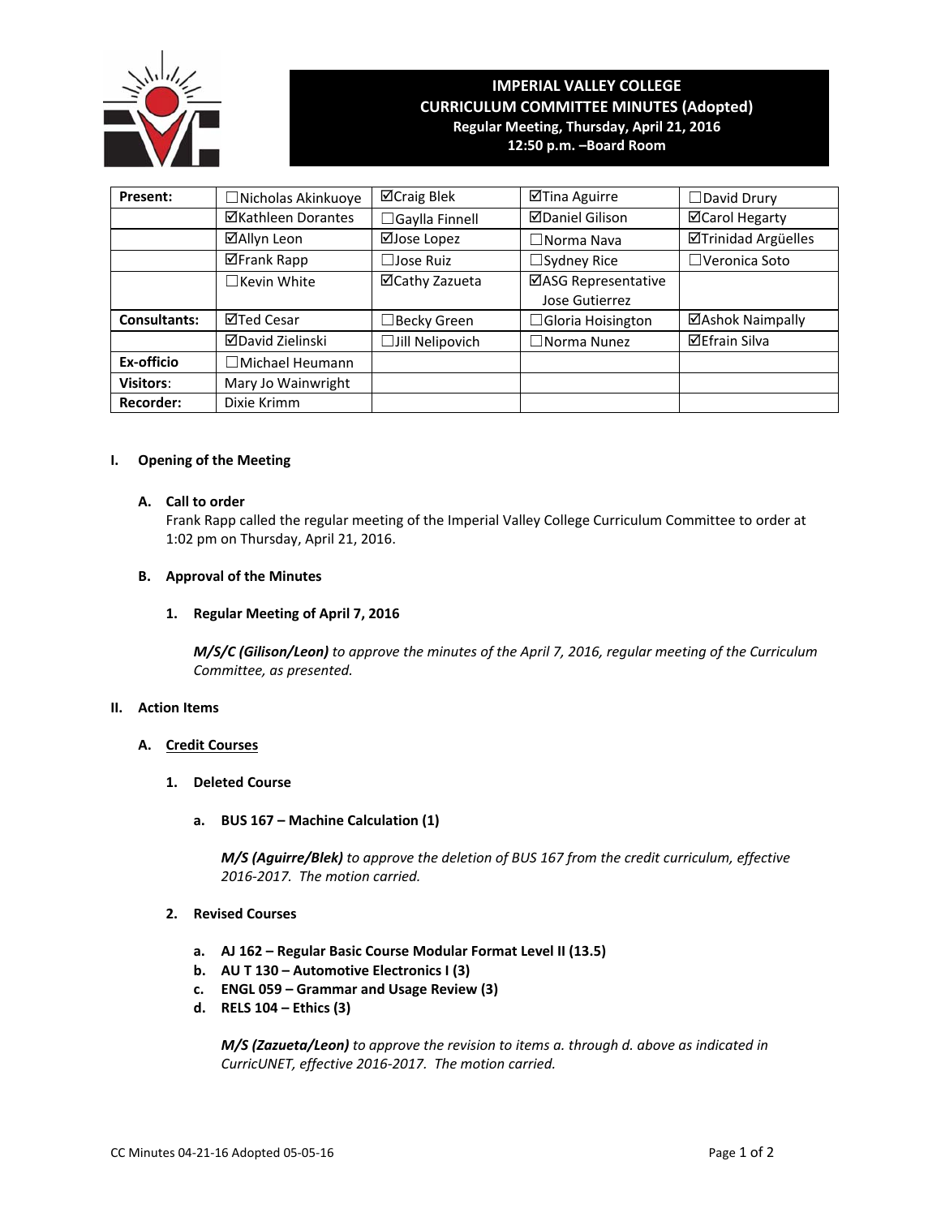# IMPERIAL VALLEY COLLEGE
## CURRICULUM COMMITTEE MINUTES (Adopted)
**Regular Meeting, Thursday, April 21, 2016**
**12:50 p.m. –Board Room**

| **Present:** | ☐Nicholas Akinkuoye | ☑Craig Blek | ☑Tina Aguirre | ☐David Drury |
|---|---|---|---|---|
| | ☑Kathleen Dorantes | ☐Gaylla Finnell | ☑Daniel Gilison | ☑Carol Hegarty |
| | ☑Allyn Leon | ☑Jose Lopez | ☐Norma Nava | ☑Trinidad Argüelles |
| | ☑Frank Rapp | ☐Jose Ruiz | ☐Sydney Rice | ☐Veronica Soto |
| | ☐Kevin White | ☑Cathy Zazueta | ☑ASG Representative Jose Gutierrez | |
| **Consultants:** | ☑Ted Cesar | ☐Becky Green | ☐Gloria Hoisington | ☑Ashok Naimpally |
| | ☑David Zielinski | ☐Jill Nelipovich | ☐Norma Nunez | ☑Efrain Silva |
| **Ex-officio** | ☐Michael Heumann | | | |
| **Visitors:** | Mary Jo Wainwright | | | |
| **Recorder:** | Dixie Krimm | | | |

## I. Opening of the Meeting

### A. Call to order

Frank Rapp called the regular meeting of the Imperial Valley College Curriculum Committee to order at 1:02 pm on Thursday, April 21, 2016.

### B. Approval of the Minutes

#### 1. Regular Meeting of April 7, 2016

***M/S/C (Gilison/Leon)*** *to approve the minutes of the April 7, 2016, regular meeting of the Curriculum Committee, as presented.*

## II. Action Items

### A. Credit Courses

#### 1. Deleted Course

**a. BUS 167 – Machine Calculation (1)**

***M/S (Aguirre/Blek)*** *to approve the deletion of BUS 167 from the credit curriculum, effective 2016-2017. The motion carried.*

#### 2. Revised Courses

**a. AJ 162 – Regular Basic Course Modular Format Level II (13.5)**
**b. AU T 130 – Automotive Electronics I (3)**
**c. ENGL 059 – Grammar and Usage Review (3)**
**d. RELS 104 – Ethics (3)**

***M/S (Zazueta/Leon)*** *to approve the revision to items a. through d. above as indicated in CurricUNET, effective 2016-2017. The motion carried.*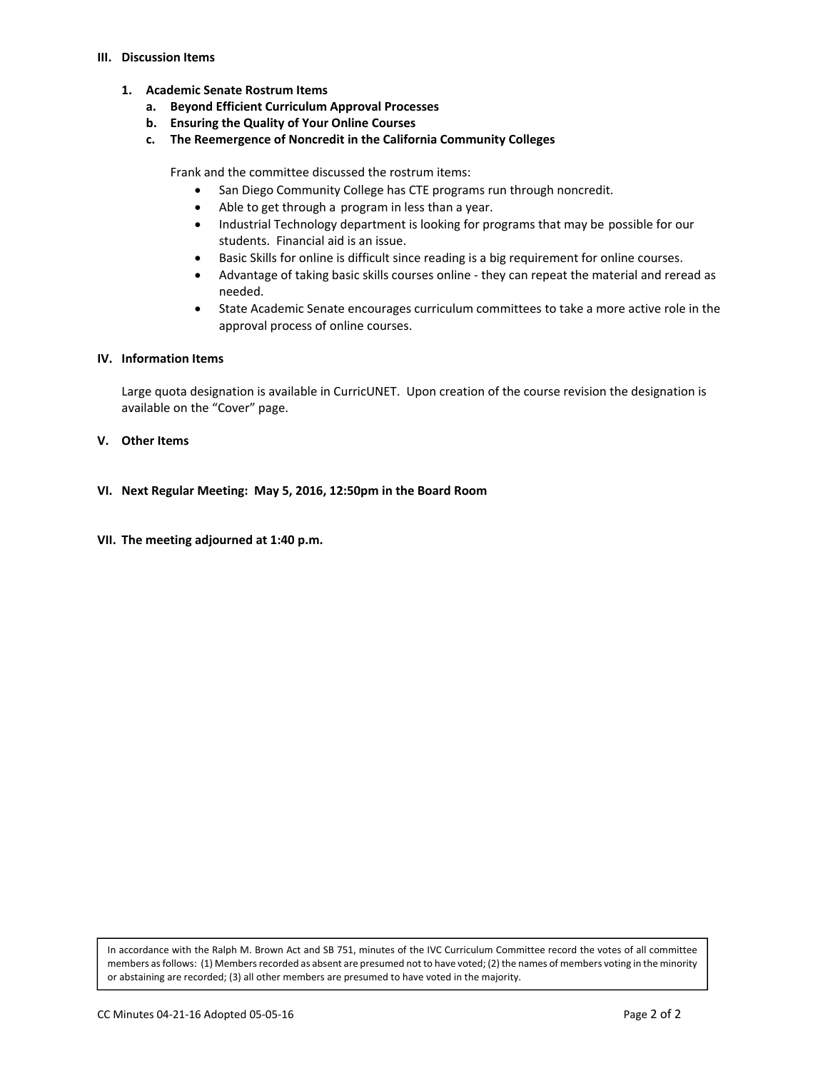## III. Discussion Items

1. **Academic Senate Rostrum Items**
   a. **Beyond Efficient Curriculum Approval Processes**
   b. **Ensuring the Quality of Your Online Courses**
   c. **The Reemergence of Noncredit in the California Community Colleges**

   Frank and the committee discussed the rostrum items:

   - San Diego Community College has CTE programs run through noncredit.
   - Able to get through a program in less than a year.
   - Industrial Technology department is looking for programs that may be possible for our students. Financial aid is an issue.
   - Basic Skills for online is difficult since reading is a big requirement for online courses.
   - Advantage of taking basic skills courses online - they can repeat the material and reread as needed.
   - State Academic Senate encourages curriculum committees to take a more active role in the approval process of online courses.

## IV. Information Items

Large quota designation is available in CurricUNET. Upon creation of the course revision the designation is available on the "Cover" page.

## V. Other Items

## VI. Next Regular Meeting: May 5, 2016, 12:50pm in the Board Room

## VII. The meeting adjourned at 1:40 p.m.

In accordance with the Ralph M. Brown Act and SB 751, minutes of the IVC Curriculum Committee record the votes of all committee members as follows: (1) Members recorded as absent are presumed not to have voted; (2) the names of members voting in the minority or abstaining are recorded; (3) all other members are presumed to have voted in the majority.

CC Minutes 04-21-16 Adopted 05-05-16